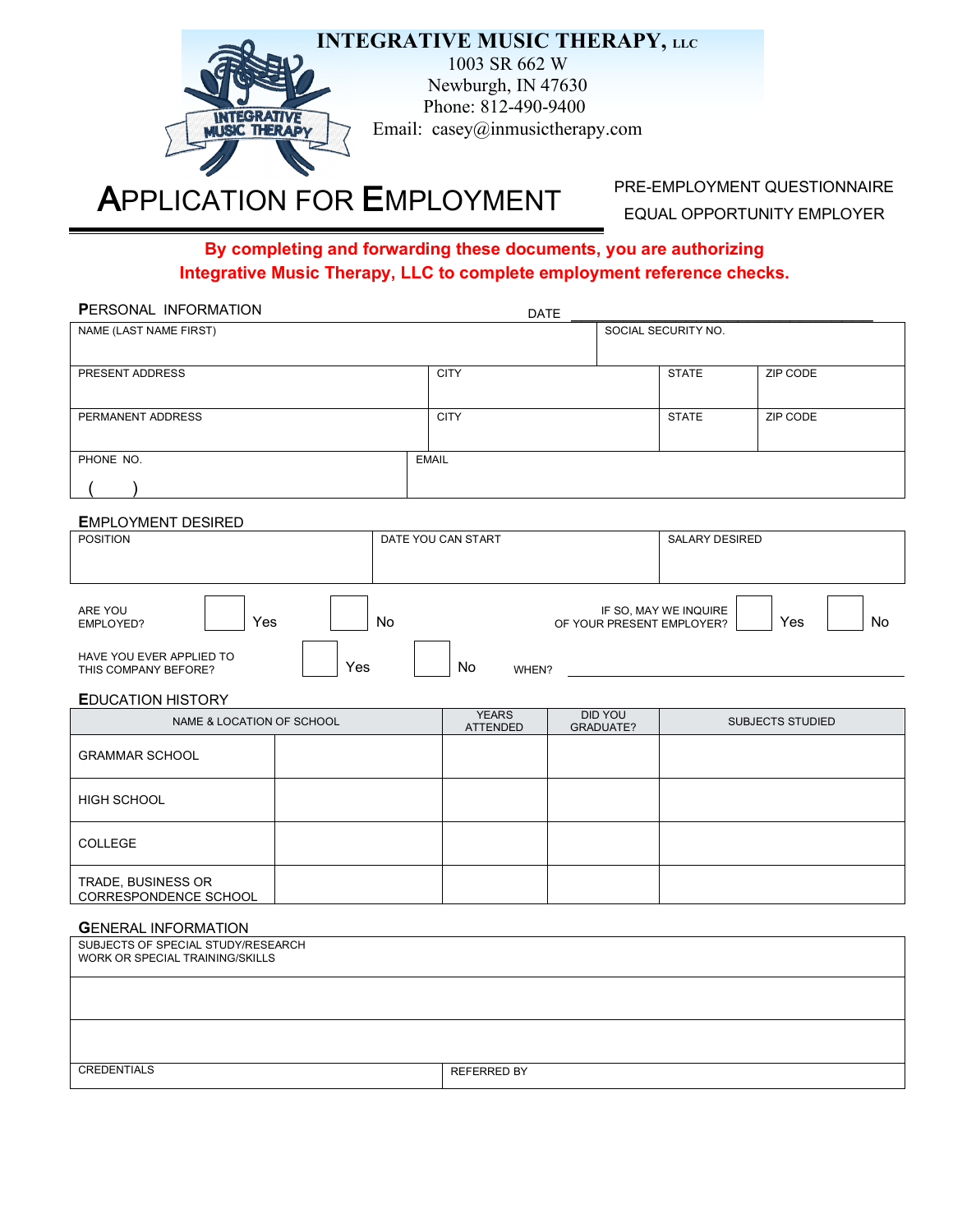# INTEGRATIVE MUSIC THERAPY, LLC

1003 SR 662 W
Newburgh, IN 47630
Phone: 812-490-9400
Email: casey@inmusictherapy.com

# APPLICATION FOR EMPLOYMENT

PRE-EMPLOYMENT QUESTIONNAIRE
EQUAL OPPORTUNITY EMPLOYER

**By completing and forwarding these documents, you are authorizing Integrative Music Therapy, LLC to complete employment reference checks.**

## PERSONAL INFORMATION

DATE ____________________

| NAME (LAST NAME FIRST) | | | SOCIAL SECURITY NO. |
|---|---|---|---|
| PRESENT ADDRESS | CITY | STATE | ZIP CODE |
| PERMANENT ADDRESS | CITY | STATE | ZIP CODE |
| PHONE NO. ( ) | EMAIL | | |

## EMPLOYMENT DESIRED

| POSITION | DATE YOU CAN START | SALARY DESIRED |
|---|---|---|
| | | |

ARE YOU EMPLOYED? ☐ Yes ☐ No  IF SO, MAY WE INQUIRE OF YOUR PRESENT EMPLOYER? ☐ Yes ☐ No

HAVE YOU EVER APPLIED TO THIS COMPANY BEFORE? ☐ Yes ☐ No  WHEN? ____________________

## EDUCATION HISTORY

| | NAME & LOCATION OF SCHOOL | YEARS ATTENDED | DID YOU GRADUATE? | SUBJECTS STUDIED |
|---|---|---|---|---|
| GRAMMAR SCHOOL | | | | |
| HIGH SCHOOL | | | | |
| COLLEGE | | | | |
| TRADE, BUSINESS OR CORRESPONDENCE SCHOOL | | | | |

## GENERAL INFORMATION

| SUBJECTS OF SPECIAL STUDY/RESEARCH WORK OR SPECIAL TRAINING/SKILLS | |
|---|---|
| | |
| | |
| CREDENTIALS | REFERRED BY |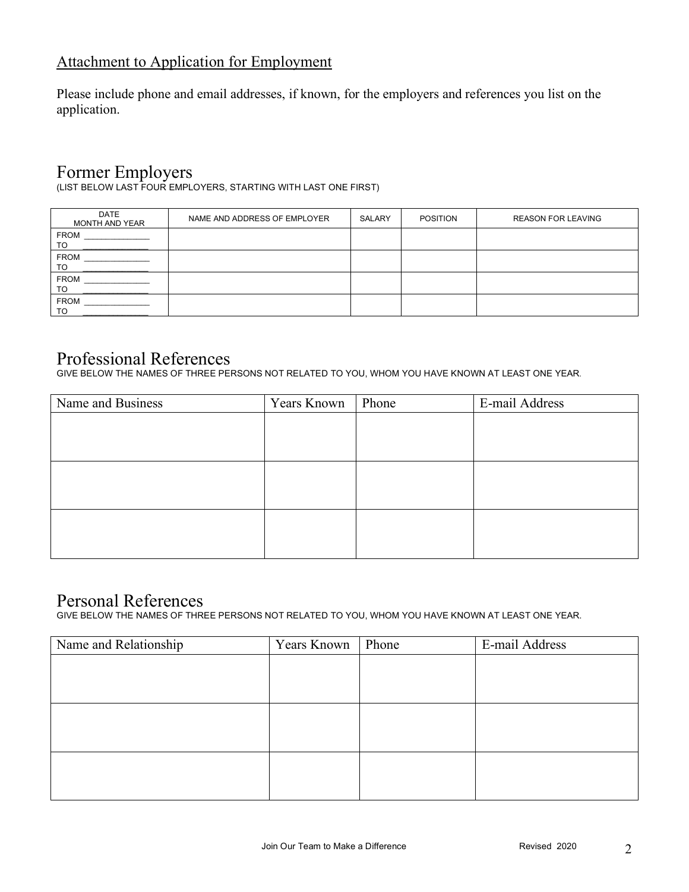## Attachment to Application for Employment

Please include phone and email addresses, if known, for the employers and references you list on the application.

## Former Employers

(LIST BELOW LAST FOUR EMPLOYERS, STARTING WITH LAST ONE FIRST)

| DATE MONTH AND YEAR | NAME AND ADDRESS OF EMPLOYER | SALARY | POSITION | REASON FOR LEAVING |
|---|---|---|---|---|
| FROM ______________ TO ______________ | | | | |
| FROM ______________ TO ______________ | | | | |
| FROM ______________ TO ______________ | | | | |
| FROM ______________ TO ______________ | | | | |

## Professional References

GIVE BELOW THE NAMES OF THREE PERSONS NOT RELATED TO YOU, WHOM YOU HAVE KNOWN AT LEAST ONE YEAR.

| Name and Business | Years Known | Phone | E-mail Address |
|---|---|---|---|
| | | | |
| | | | |
| | | | |

## Personal References

GIVE BELOW THE NAMES OF THREE PERSONS NOT RELATED TO YOU, WHOM YOU HAVE KNOWN AT LEAST ONE YEAR.

| Name and Relationship | Years Known | Phone | E-mail Address |
|---|---|---|---|
| | | | |
| | | | |
| | | | |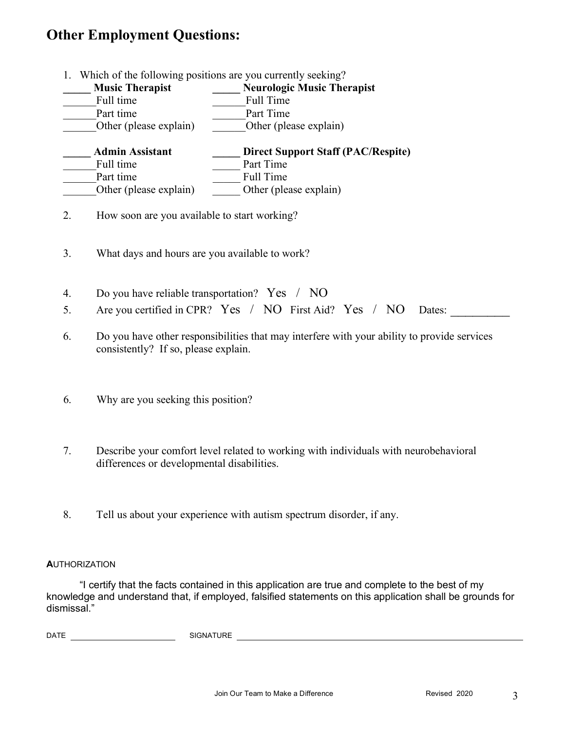# Other Employment Questions:

1. Which of the following positions are you currently seeking?

| | |
|---|---|
| _____ **Music Therapist** | _____ **Neurologic Music Therapist** |
| ______Full time | ______Full Time |
| ______Part time | ______Part Time |
| ______Other (please explain) | ______Other (please explain) |
| _____ **Admin Assistant** | _____ **Direct Support Staff (PAC/Respite)** |
| ______Full time | _____ Part Time |
| ______Part time | _____ Full Time |
| ______Other (please explain) | _____ Other (please explain) |

2. How soon are you available to start working?

3. What days and hours are you available to work?

4. Do you have reliable transportation? Yes / NO

5. Are you certified in CPR? Yes / NO First Aid? Yes / NO Dates: __________

6. Do you have other responsibilities that may interfere with your ability to provide services consistently? If so, please explain.

6. Why are you seeking this position?

7. Describe your comfort level related to working with individuals with neurobehavioral differences or developmental disabilities.

8. Tell us about your experience with autism spectrum disorder, if any.

**A**UTHORIZATION

"I certify that the facts contained in this application are true and complete to the best of my knowledge and understand that, if employed, falsified statements on this application shall be grounds for dismissal."

DATE ____________________ SIGNATURE ______________________________________________

Join Our Team to Make a Difference Revised 2020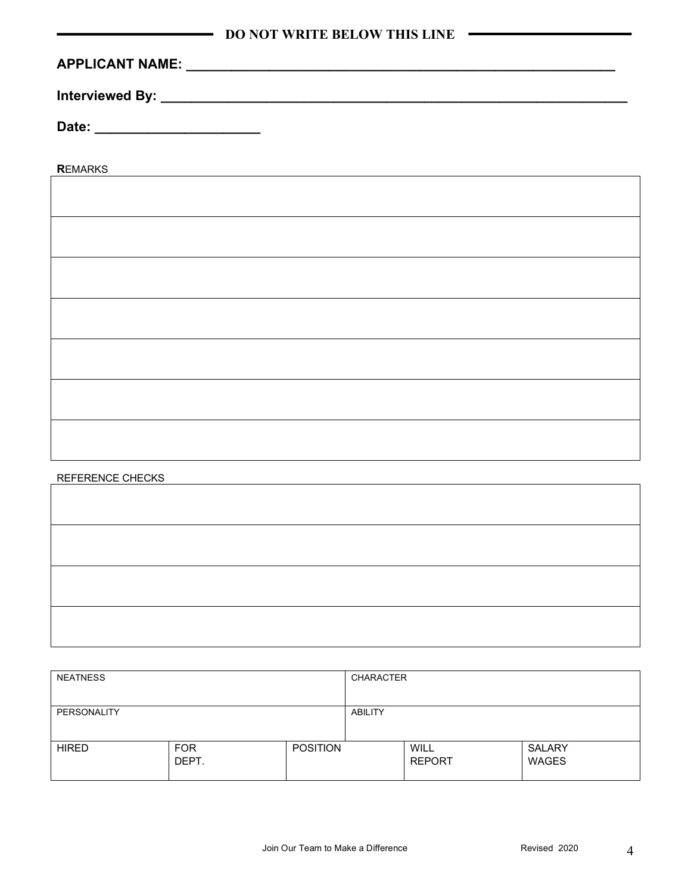**DO NOT WRITE BELOW THIS LINE**

**APPLICANT NAME:** ___________________________________________________________

**Interviewed By:** ______________________________________________________________

**Date:** ______________________

**R**EMARKS

| |
|---|
| |
| |
| |
| |
| |
| |
| |

REFERENCE CHECKS

| |
|---|
| |
| |
| |
| |

| | | | | | |
|---|---|---|---|---|---|
| NEATNESS | | | CHARACTER | | |
| PERSONALITY | | | ABILITY | | |
| HIRED | FOR DEPT. | POSITION | | WILL REPORT | SALARY WAGES |

Join Our Team to Make a Difference

Revised 2020